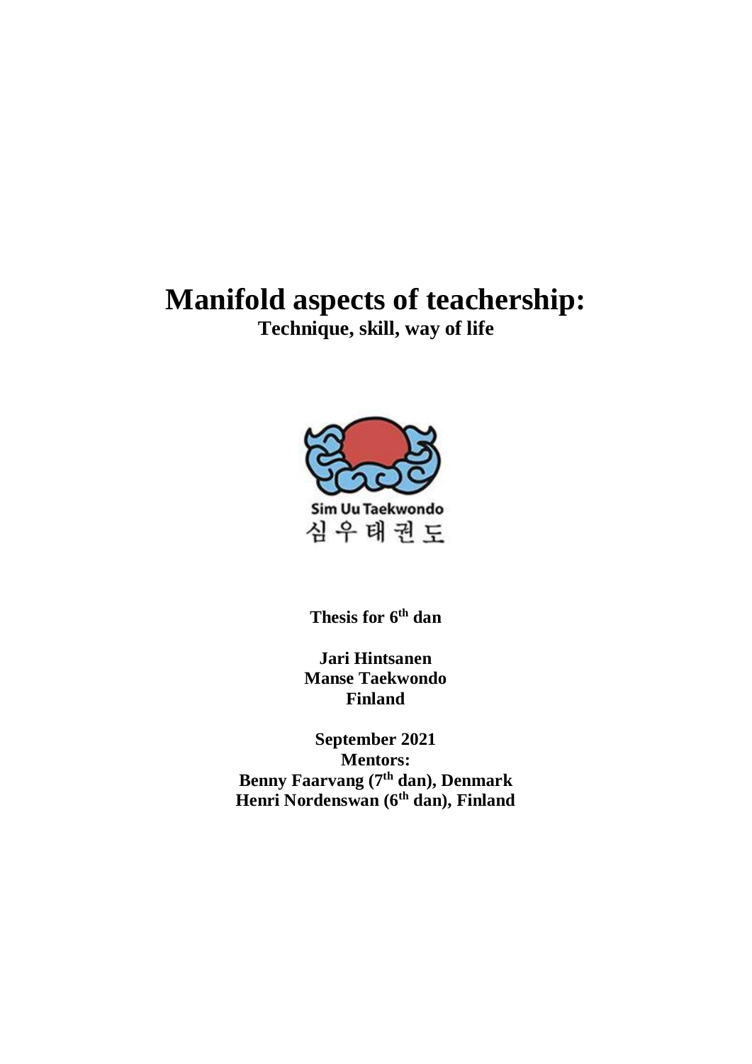# Manifold aspects of teachership:

**Technique, skill, way of life**

Sim Uu Taekwondo
심 우 태 권 도

**Thesis for 6th dan**

**Jari Hintsanen**
**Manse Taekwondo**
**Finland**

**September 2021**
**Mentors:**
**Benny Faarvang (7th dan), Denmark**
**Henri Nordenswan (6th dan), Finland**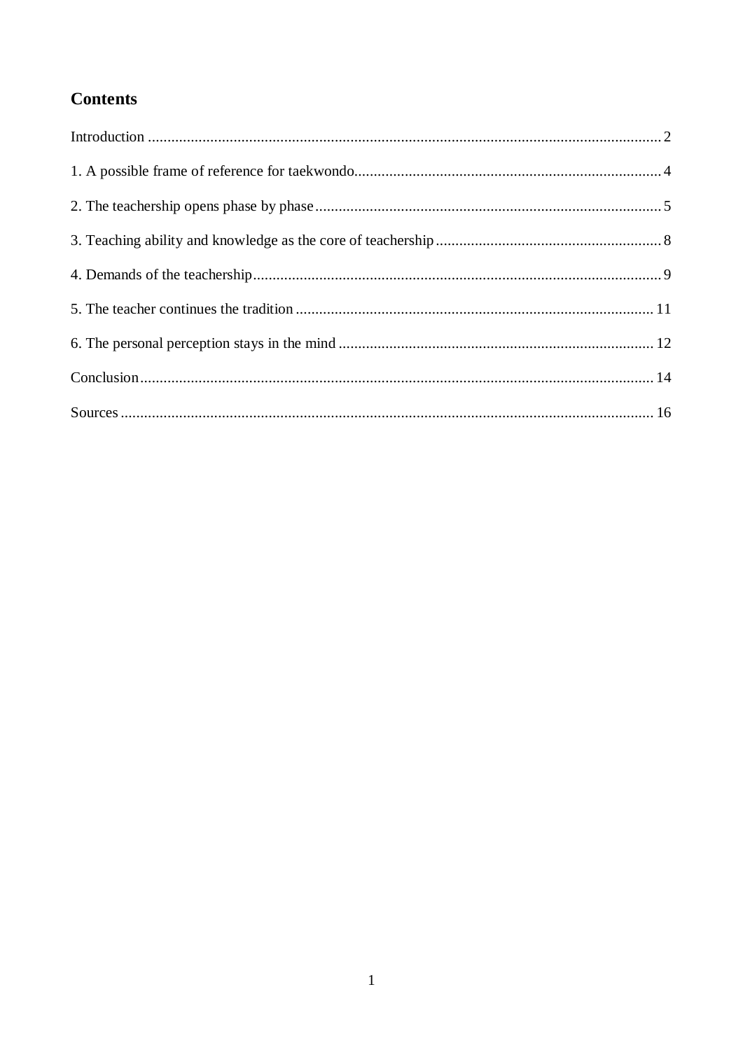## Contents

Introduction ........................................................................................................................ 2

1. A possible frame of reference for taekwondo.............................................................................. 4

2. The teachership opens phase by phase......................................................................................... 5

3. Teaching ability and knowledge as the core of teachership.......................................................... 8

4. Demands of the teachership......................................................................................................... 9

5. The teacher continues the tradition ............................................................................................ 11

6. The personal perception stays in the mind ................................................................................. 12

Conclusion.................................................................................................................................... 14

Sources ......................................................................................................................................... 16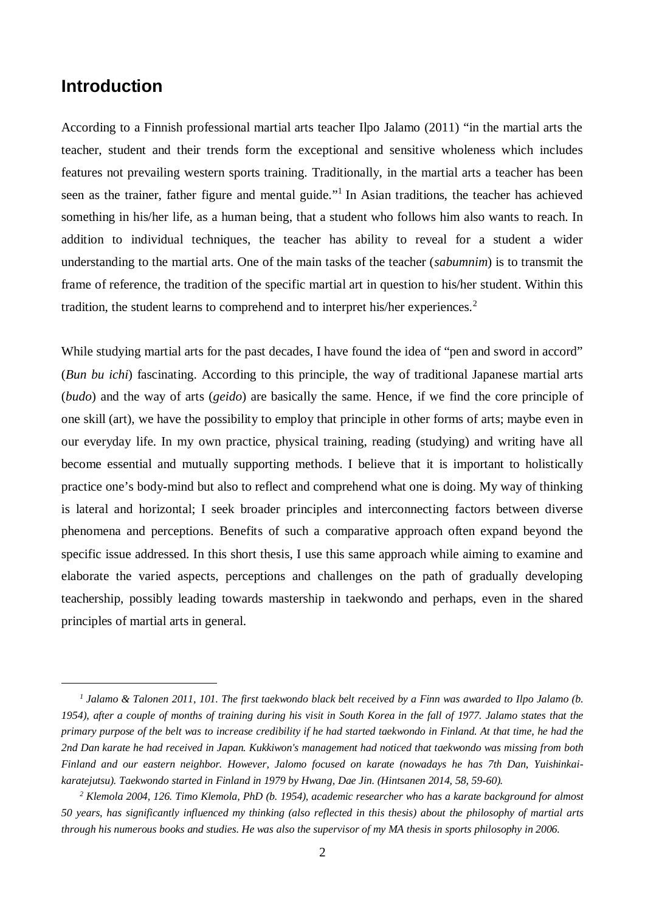## Introduction

According to a Finnish professional martial arts teacher Ilpo Jalamo (2011) "in the martial arts the teacher, student and their trends form the exceptional and sensitive wholeness which includes features not prevailing western sports training. Traditionally, in the martial arts a teacher has been seen as the trainer, father figure and mental guide."[1] In Asian traditions, the teacher has achieved something in his/her life, as a human being, that a student who follows him also wants to reach. In addition to individual techniques, the teacher has ability to reveal for a student a wider understanding to the martial arts. One of the main tasks of the teacher (*sabumnim*) is to transmit the frame of reference, the tradition of the specific martial art in question to his/her student. Within this tradition, the student learns to comprehend and to interpret his/her experiences.[2]

While studying martial arts for the past decades, I have found the idea of "pen and sword in accord" (*Bun bu ichi*) fascinating. According to this principle, the way of traditional Japanese martial arts (*budo*) and the way of arts (*geido*) are basically the same. Hence, if we find the core principle of one skill (art), we have the possibility to employ that principle in other forms of arts; maybe even in our everyday life. In my own practice, physical training, reading (studying) and writing have all become essential and mutually supporting methods. I believe that it is important to holistically practice one's body-mind but also to reflect and comprehend what one is doing. My way of thinking is lateral and horizontal; I seek broader principles and interconnecting factors between diverse phenomena and perceptions. Benefits of such a comparative approach often expand beyond the specific issue addressed. In this short thesis, I use this same approach while aiming to examine and elaborate the varied aspects, perceptions and challenges on the path of gradually developing teachership, possibly leading towards mastership in taekwondo and perhaps, even in the shared principles of martial arts in general.

---

*[1] Jalamo & Talonen 2011, 101. The first taekwondo black belt received by a Finn was awarded to Ilpo Jalamo (b. 1954), after a couple of months of training during his visit in South Korea in the fall of 1977. Jalamo states that the primary purpose of the belt was to increase credibility if he had started taekwondo in Finland. At that time, he had the 2nd Dan karate he had received in Japan. Kukkiwon's management had noticed that taekwondo was missing from both Finland and our eastern neighbor. However, Jalomo focused on karate (nowadays he has 7th Dan, Yuishinkai-karatejutsu). Taekwondo started in Finland in 1979 by Hwang, Dae Jin. (Hintsanen 2014, 58, 59-60).*

*[2] Klemola 2004, 126. Timo Klemola, PhD (b. 1954), academic researcher who has a karate background for almost 50 years, has significantly influenced my thinking (also reflected in this thesis) about the philosophy of martial arts through his numerous books and studies. He was also the supervisor of my MA thesis in sports philosophy in 2006.*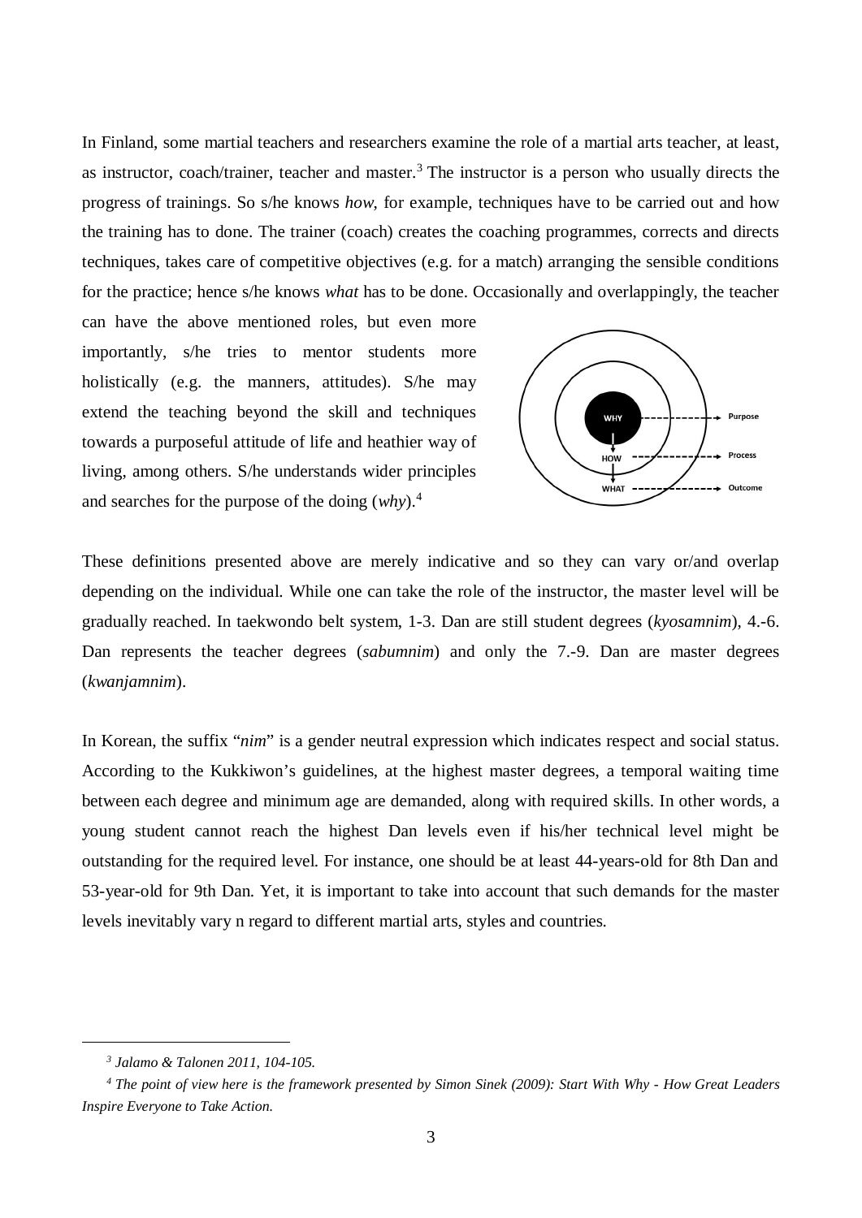In Finland, some martial teachers and researchers examine the role of a martial arts teacher, at least, as instructor, coach/trainer, teacher and master.[3] The instructor is a person who usually directs the progress of trainings. So s/he knows *how*, for example, techniques have to be carried out and how the training has to done. The trainer (coach) creates the coaching programmes, corrects and directs techniques, takes care of competitive objectives (e.g. for a match) arranging the sensible conditions for the practice; hence s/he knows *what* has to be done. Occasionally and overlappingly, the teacher can have the above mentioned roles, but even more importantly, s/he tries to mentor students more holistically (e.g. the manners, attitudes). S/he may extend the teaching beyond the skill and techniques towards a purposeful attitude of life and heathier way of living, among others. S/he understands wider principles and searches for the purpose of the doing (*why*).[4]

These definitions presented above are merely indicative and so they can vary or/and overlap depending on the individual. While one can take the role of the instructor, the master level will be gradually reached. In taekwondo belt system, 1-3. Dan are still student degrees (*kyosamnim*), 4.-6. Dan represents the teacher degrees (*sabumnim*) and only the 7.-9. Dan are master degrees (*kwanjamnim*).

In Korean, the suffix "*nim*" is a gender neutral expression which indicates respect and social status. According to the Kukkiwon's guidelines, at the highest master degrees, a temporal waiting time between each degree and minimum age are demanded, along with required skills. In other words, a young student cannot reach the highest Dan levels even if his/her technical level might be outstanding for the required level. For instance, one should be at least 44-years-old for 8th Dan and 53-year-old for 9th Dan. Yet, it is important to take into account that such demands for the master levels inevitably vary n regard to different martial arts, styles and countries.

---

[3] *Jalamo & Talonen 2011, 104-105.*

[4] *The point of view here is the framework presented by Simon Sinek (2009): Start With Why - How Great Leaders Inspire Everyone to Take Action.*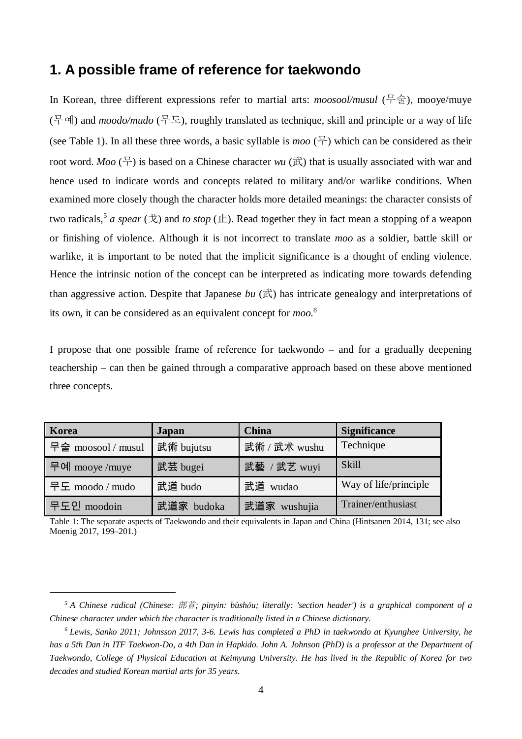## 1. A possible frame of reference for taekwondo

In Korean, three different expressions refer to martial arts: *moosool/musul* (무술), mooye/muye (무예) and *moodo/mudo* (무도), roughly translated as technique, skill and principle or a way of life (see Table 1). In all these three words, a basic syllable is *moo* (무) which can be considered as their root word. *Moo* (무) is based on a Chinese character *wu* (武) that is usually associated with war and hence used to indicate words and concepts related to military and/or warlike conditions. When examined more closely though the character holds more detailed meanings: the character consists of two radicals,[5] *a spear* (戈) and *to stop* (止). Read together they in fact mean a stopping of a weapon or finishing of violence. Although it is not incorrect to translate *moo* as a soldier, battle skill or warlike, it is important to be noted that the implicit significance is a thought of ending violence. Hence the intrinsic notion of the concept can be interpreted as indicating more towards defending than aggressive action. Despite that Japanese *bu* (武) has intricate genealogy and interpretations of its own, it can be considered as an equivalent concept for *moo.*[6]

I propose that one possible frame of reference for taekwondo – and for a gradually deepening teachership – can then be gained through a comparative approach based on these above mentioned three concepts.

| Korea | Japan | China | Significance |
|---|---|---|---|
| 무술 moosool / musul | 武術 bujutsu | 武術 / 武术 wushu | Technique |
| 무예 mooye /muye | 武芸 bugei | 武藝 / 武艺 wuyi | Skill |
| 무도 moodo / mudo | 武道 budo | 武道 wudao | Way of life/principle |
| 무도인 moodoin | 武道家 budoka | 武道家 wushujia | Trainer/enthusiast |

Table 1: The separate aspects of Taekwondo and their equivalents in Japan and China (Hintsanen 2014, 131; see also Moenig 2017, 199–201.)

[5] *A Chinese radical (Chinese: 部首; pinyin: bùshǒu; literally: 'section header') is a graphical component of a Chinese character under which the character is traditionally listed in a Chinese dictionary.*

[6] *Lewis, Sanko 2011; Johnsson 2017, 3-6. Lewis has completed a PhD in taekwondo at Kyunghee University, he has a 5th Dan in ITF Taekwon-Do, a 4th Dan in Hapkido. John A. Johnson (PhD) is a professor at the Department of Taekwondo, College of Physical Education at Keimyung University. He has lived in the Republic of Korea for two decades and studied Korean martial arts for 35 years.*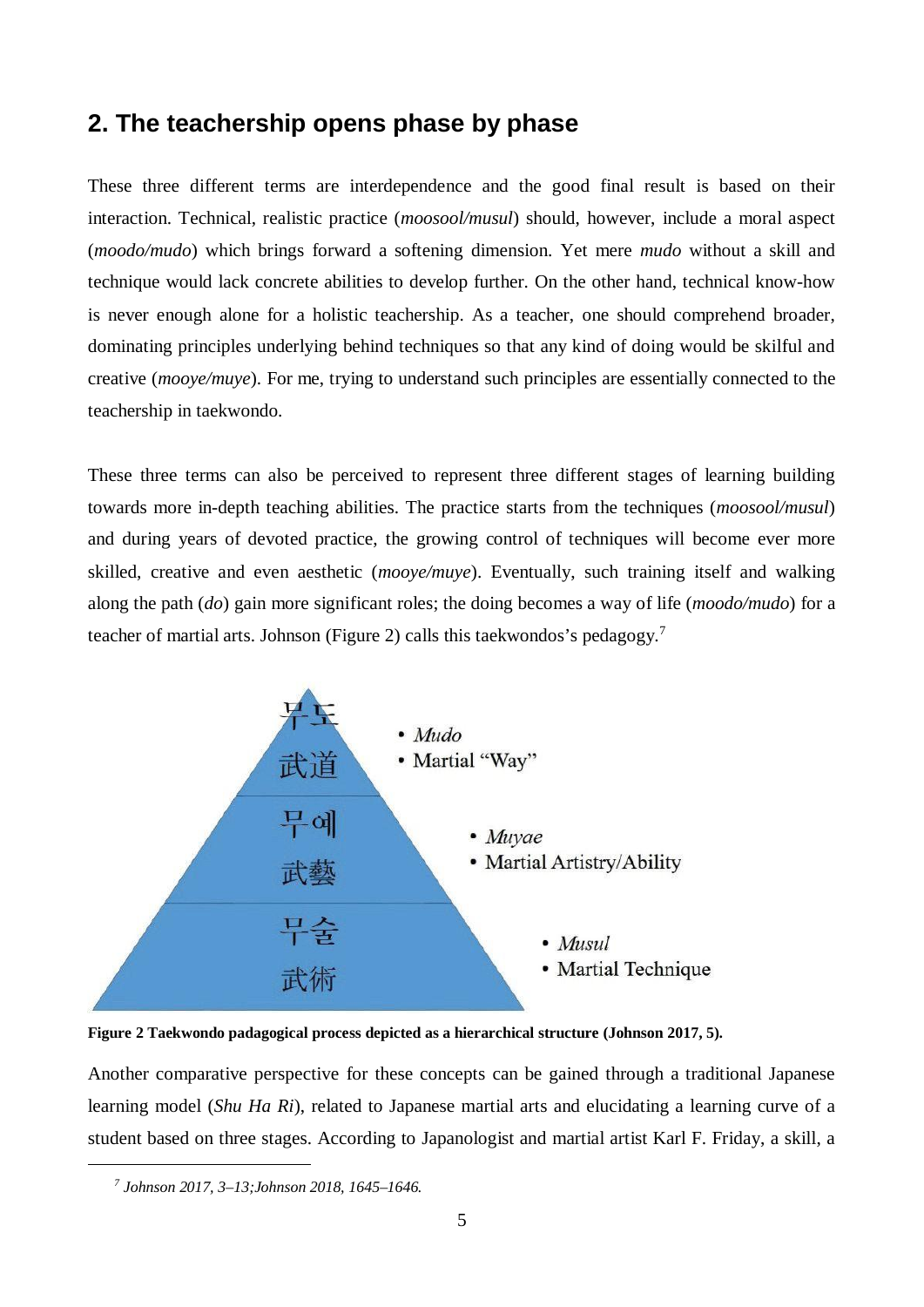## 2. The teachership opens phase by phase

These three different terms are interdependence and the good final result is based on their interaction. Technical, realistic practice (*moosool/musul*) should, however, include a moral aspect (*moodo/mudo*) which brings forward a softening dimension. Yet mere *mudo* without a skill and technique would lack concrete abilities to develop further. On the other hand, technical know-how is never enough alone for a holistic teachership. As a teacher, one should comprehend broader, dominating principles underlying behind techniques so that any kind of doing would be skilful and creative (*mooye/muye*). For me, trying to understand such principles are essentially connected to the teachership in taekwondo.

These three terms can also be perceived to represent three different stages of learning building towards more in-depth teaching abilities. The practice starts from the techniques (*moosool/musul*) and during years of devoted practice, the growing control of techniques will become ever more skilled, creative and even aesthetic (*mooye/muye*). Eventually, such training itself and walking along the path (*do*) gain more significant roles; the doing becomes a way of life (*moodo/mudo*) for a teacher of martial arts. Johnson (Figure 2) calls this taekwondos's pedagogy.[7]

**Figure 2 Taekwondo padagogical process depicted as a hierarchical structure (Johnson 2017, 5).**

Another comparative perspective for these concepts can be gained through a traditional Japanese learning model (*Shu Ha Ri*), related to Japanese martial arts and elucidating a learning curve of a student based on three stages. According to Japanologist and martial artist Karl F. Friday, a skill, a

[7] *Johnson 2017, 3–13;Johnson 2018, 1645–1646.*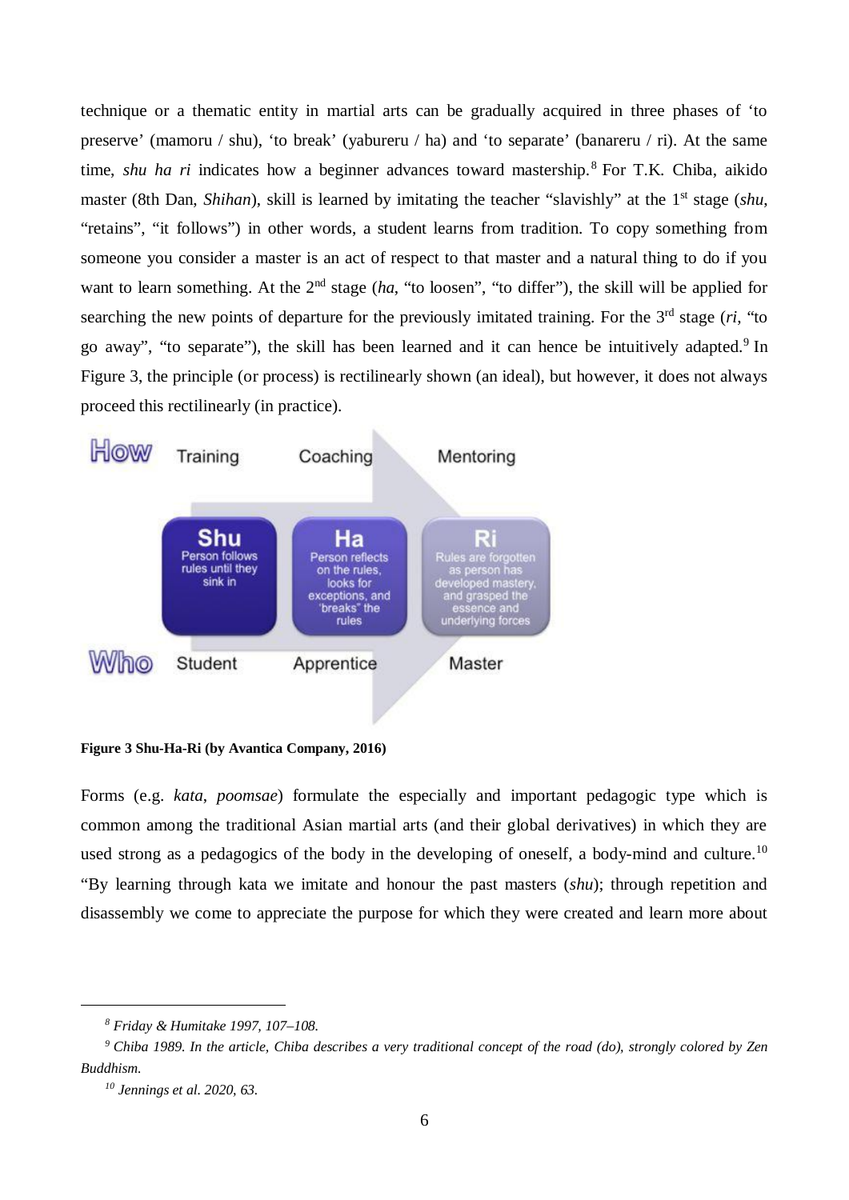technique or a thematic entity in martial arts can be gradually acquired in three phases of 'to preserve' (mamoru / shu), 'to break' (yabureru / ha) and 'to separate' (banareru / ri). At the same time, *shu ha ri* indicates how a beginner advances toward mastership.[8] For T.K. Chiba, aikido master (8th Dan, *Shihan*), skill is learned by imitating the teacher "slavishly" at the 1st stage (*shu*, "retains", "it follows") in other words, a student learns from tradition. To copy something from someone you consider a master is an act of respect to that master and a natural thing to do if you want to learn something. At the 2nd stage (*ha*, "to loosen", "to differ"), the skill will be applied for searching the new points of departure for the previously imitated training. For the 3rd stage (*ri*, "to go away", "to separate"), the skill has been learned and it can hence be intuitively adapted.[9] In Figure 3, the principle (or process) is rectilinearly shown (an ideal), but however, it does not always proceed this rectilinearly (in practice).

| How | Training | Coaching | Mentoring |
|---|---|---|---|
| | **Shu** Person follows rules until they sink in | **Ha** Person reflects on the rules, looks for exceptions, and 'breaks" the rules | **Ri** Rules are forgotten as person has developed mastery, and grasped the essence and underlying forces |
| Who | Student | Apprentice | Master |

**Figure 3 Shu-Ha-Ri (by Avantica Company, 2016)**

Forms (e.g. *kata*, *poomsae*) formulate the especially and important pedagogic type which is common among the traditional Asian martial arts (and their global derivatives) in which they are used strong as a pedagogics of the body in the developing of oneself, a body-mind and culture.[10] "By learning through kata we imitate and honour the past masters (*shu*); through repetition and disassembly we come to appreciate the purpose for which they were created and learn more about

---

*[8] Friday & Humitake 1997, 107–108.*

*[9] Chiba 1989. In the article, Chiba describes a very traditional concept of the road (do), strongly colored by Zen Buddhism.*

*[10] Jennings et al. 2020, 63.*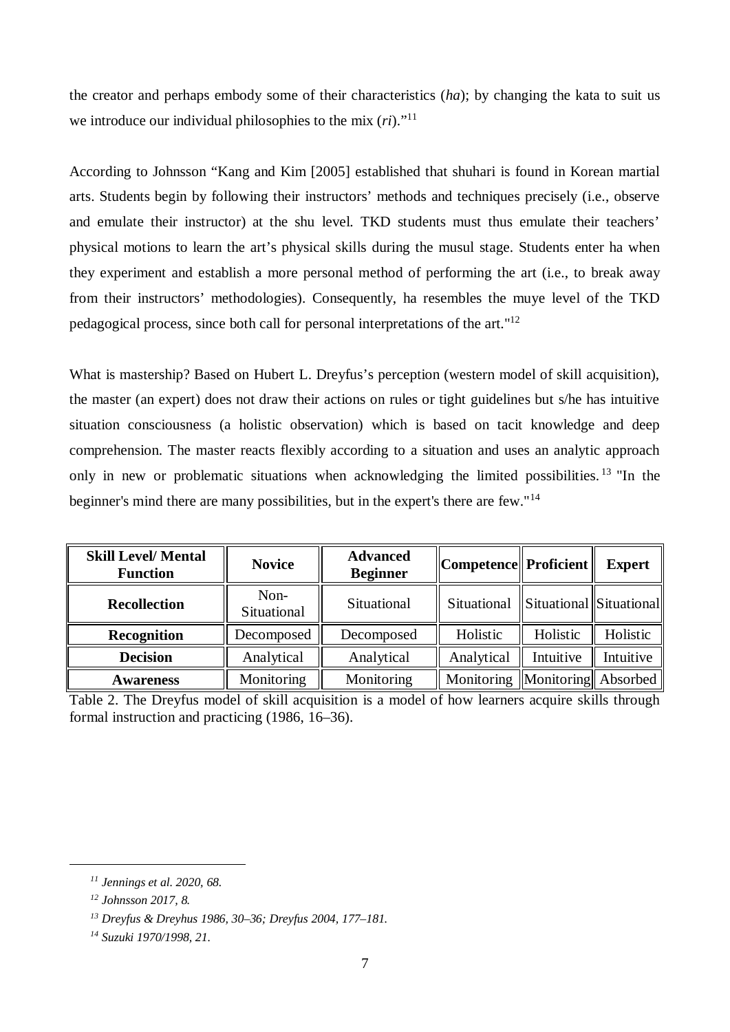the creator and perhaps embody some of their characteristics (*ha*); by changing the kata to suit us we introduce our individual philosophies to the mix (*ri*)."[11]

According to Johnsson "Kang and Kim [2005] established that shuhari is found in Korean martial arts. Students begin by following their instructors' methods and techniques precisely (i.e., observe and emulate their instructor) at the shu level. TKD students must thus emulate their teachers' physical motions to learn the art's physical skills during the musul stage. Students enter ha when they experiment and establish a more personal method of performing the art (i.e., to break away from their instructors' methodologies). Consequently, ha resembles the muye level of the TKD pedagogical process, since both call for personal interpretations of the art."[12]

What is mastership? Based on Hubert L. Dreyfus's perception (western model of skill acquisition), the master (an expert) does not draw their actions on rules or tight guidelines but s/he has intuitive situation consciousness (a holistic observation) which is based on tacit knowledge and deep comprehension. The master reacts flexibly according to a situation and uses an analytic approach only in new or problematic situations when acknowledging the limited possibilities.[13] "In the beginner's mind there are many possibilities, but in the expert's there are few."[14]

| **Skill Level/ Mental Function** | **Novice** | **Advanced Beginner** | **Competence** | **Proficient** | **Expert** |
|---|---|---|---|---|---|
| **Recollection** | Non-Situational | Situational | Situational | Situational | Situational |
| **Recognition** | Decomposed | Decomposed | Holistic | Holistic | Holistic |
| **Decision** | Analytical | Analytical | Analytical | Intuitive | Intuitive |
| **Awareness** | Monitoring | Monitoring | Monitoring | Monitoring | Absorbed |

Table 2. The Dreyfus model of skill acquisition is a model of how learners acquire skills through formal instruction and practicing (1986, 16–36).

---

[11] *Jennings et al. 2020, 68.*

[12] *Johnsson 2017, 8.*

[13] *Dreyfus & Dreyhus 1986, 30–36; Dreyfus 2004, 177–181.*

[14] *Suzuki 1970/1998, 21.*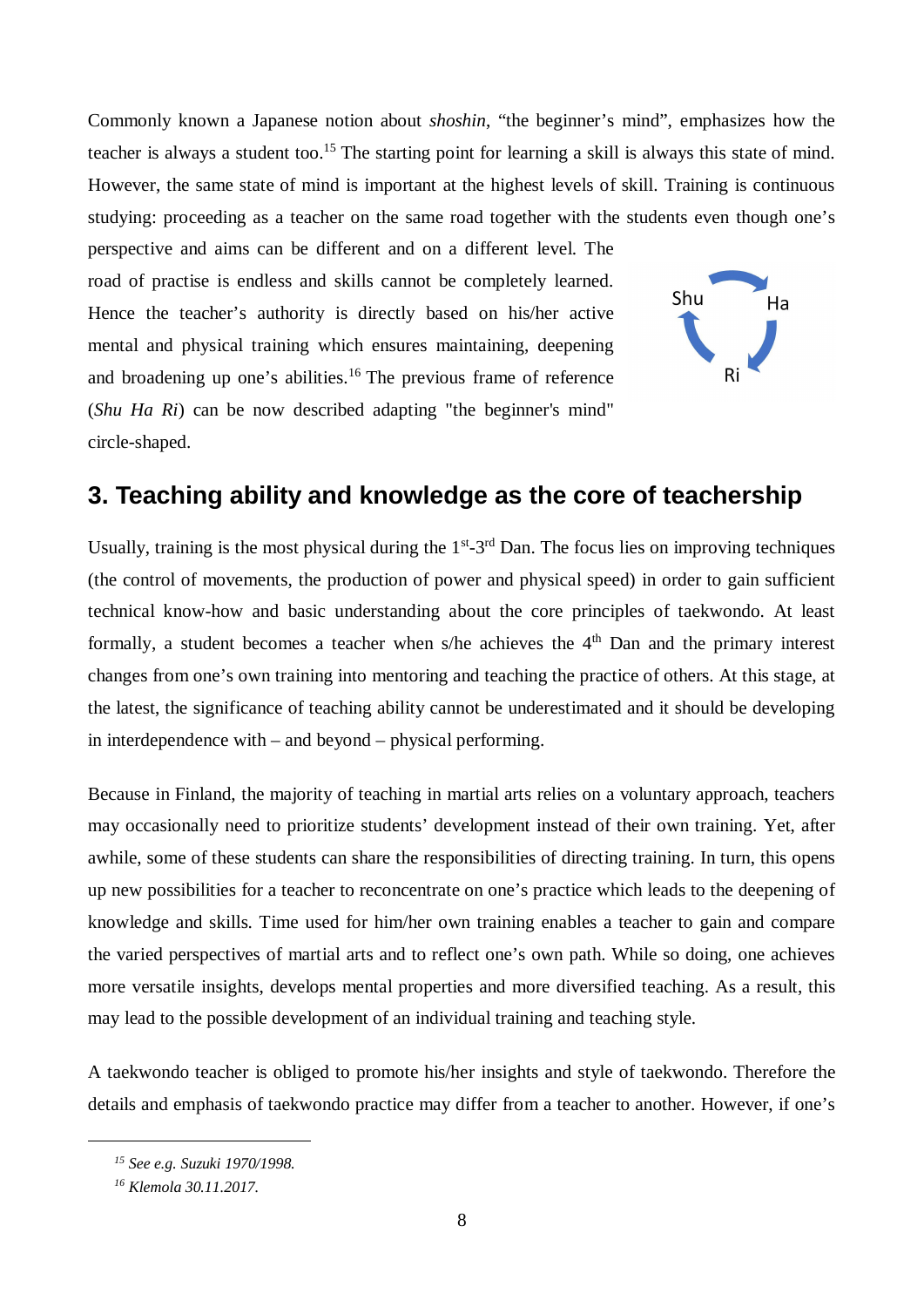Commonly known a Japanese notion about *shoshin*, "the beginner's mind", emphasizes how the teacher is always a student too.[15] The starting point for learning a skill is always this state of mind. However, the same state of mind is important at the highest levels of skill. Training is continuous studying: proceeding as a teacher on the same road together with the students even though one's perspective and aims can be different and on a different level. The road of practise is endless and skills cannot be completely learned. Hence the teacher's authority is directly based on his/her active mental and physical training which ensures maintaining, deepening and broadening up one's abilities.[16] The previous frame of reference (*Shu Ha Ri*) can be now described adapting "the beginner's mind" circle-shaped.

## 3. Teaching ability and knowledge as the core of teachership

Usually, training is the most physical during the 1st-3rd Dan. The focus lies on improving techniques (the control of movements, the production of power and physical speed) in order to gain sufficient technical know-how and basic understanding about the core principles of taekwondo. At least formally, a student becomes a teacher when s/he achieves the 4th Dan and the primary interest changes from one's own training into mentoring and teaching the practice of others. At this stage, at the latest, the significance of teaching ability cannot be underestimated and it should be developing in interdependence with – and beyond – physical performing.

Because in Finland, the majority of teaching in martial arts relies on a voluntary approach, teachers may occasionally need to prioritize students' development instead of their own training. Yet, after awhile, some of these students can share the responsibilities of directing training. In turn, this opens up new possibilities for a teacher to reconcentrate on one's practice which leads to the deepening of knowledge and skills. Time used for him/her own training enables a teacher to gain and compare the varied perspectives of martial arts and to reflect one's own path. While so doing, one achieves more versatile insights, develops mental properties and more diversified teaching. As a result, this may lead to the possible development of an individual training and teaching style.

A taekwondo teacher is obliged to promote his/her insights and style of taekwondo. Therefore the details and emphasis of taekwondo practice may differ from a teacher to another. However, if one's

[15] *See e.g. Suzuki 1970/1998.*

[16] *Klemola 30.11.2017.*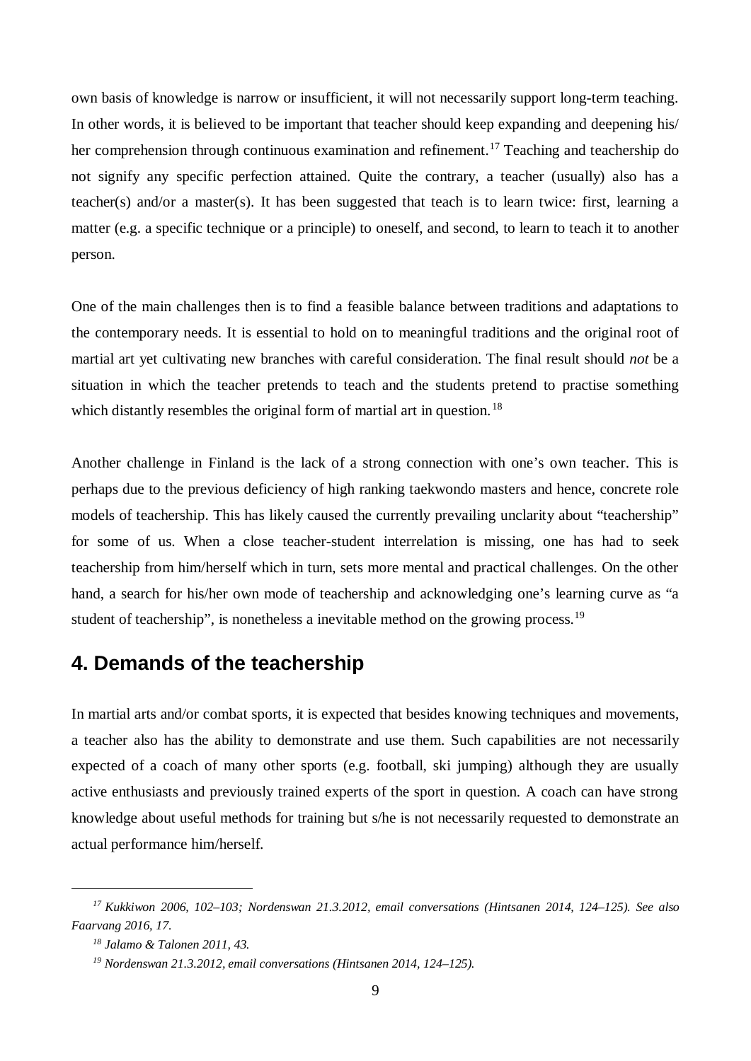own basis of knowledge is narrow or insufficient, it will not necessarily support long-term teaching. In other words, it is believed to be important that teacher should keep expanding and deepening his/ her comprehension through continuous examination and refinement.[17] Teaching and teachership do not signify any specific perfection attained. Quite the contrary, a teacher (usually) also has a teacher(s) and/or a master(s). It has been suggested that teach is to learn twice: first, learning a matter (e.g. a specific technique or a principle) to oneself, and second, to learn to teach it to another person.

One of the main challenges then is to find a feasible balance between traditions and adaptations to the contemporary needs. It is essential to hold on to meaningful traditions and the original root of martial art yet cultivating new branches with careful consideration. The final result should *not* be a situation in which the teacher pretends to teach and the students pretend to practise something which distantly resembles the original form of martial art in question.[18]

Another challenge in Finland is the lack of a strong connection with one's own teacher. This is perhaps due to the previous deficiency of high ranking taekwondo masters and hence, concrete role models of teachership. This has likely caused the currently prevailing unclarity about "teachership" for some of us. When a close teacher-student interrelation is missing, one has had to seek teachership from him/herself which in turn, sets more mental and practical challenges. On the other hand, a search for his/her own mode of teachership and acknowledging one's learning curve as "a student of teachership", is nonetheless a inevitable method on the growing process.[19]

## 4. Demands of the teachership

In martial arts and/or combat sports, it is expected that besides knowing techniques and movements, a teacher also has the ability to demonstrate and use them. Such capabilities are not necessarily expected of a coach of many other sports (e.g. football, ski jumping) although they are usually active enthusiasts and previously trained experts of the sport in question. A coach can have strong knowledge about useful methods for training but s/he is not necessarily requested to demonstrate an actual performance him/herself.

---

[17] *Kukkiwon 2006, 102–103; Nordenswan 21.3.2012, email conversations (Hintsanen 2014, 124–125). See also Faarvang 2016, 17.*

[18] *Jalamo & Talonen 2011, 43.*

[19] *Nordenswan 21.3.2012, email conversations (Hintsanen 2014, 124–125).*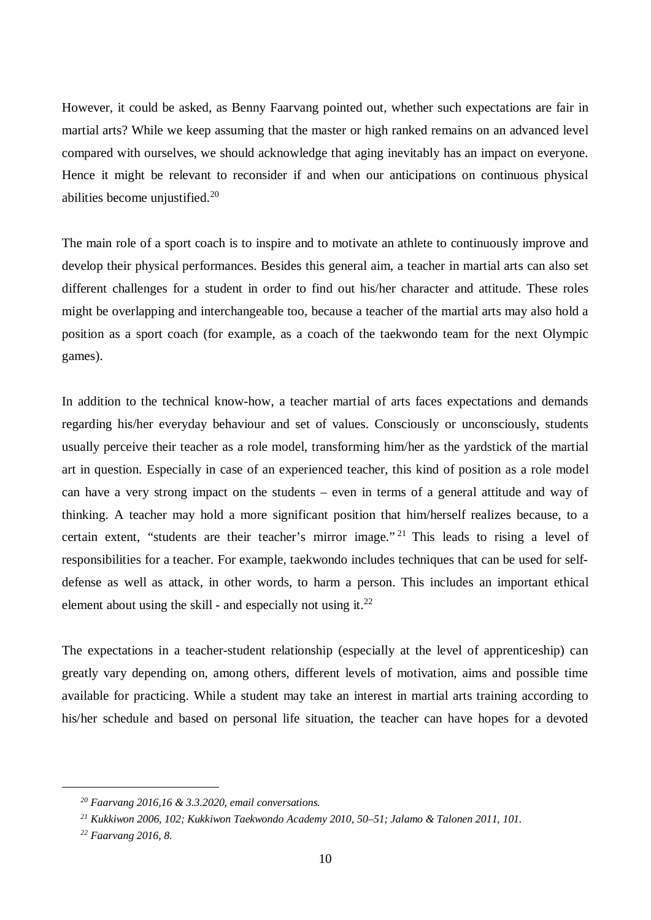However, it could be asked, as Benny Faarvang pointed out, whether such expectations are fair in martial arts? While we keep assuming that the master or high ranked remains on an advanced level compared with ourselves, we should acknowledge that aging inevitably has an impact on everyone. Hence it might be relevant to reconsider if and when our anticipations on continuous physical abilities become unjustified.[20]

The main role of a sport coach is to inspire and to motivate an athlete to continuously improve and develop their physical performances. Besides this general aim, a teacher in martial arts can also set different challenges for a student in order to find out his/her character and attitude. These roles might be overlapping and interchangeable too, because a teacher of the martial arts may also hold a position as a sport coach (for example, as a coach of the taekwondo team for the next Olympic games).

In addition to the technical know-how, a teacher martial of arts faces expectations and demands regarding his/her everyday behaviour and set of values. Consciously or unconsciously, students usually perceive their teacher as a role model, transforming him/her as the yardstick of the martial art in question. Especially in case of an experienced teacher, this kind of position as a role model can have a very strong impact on the students – even in terms of a general attitude and way of thinking. A teacher may hold a more significant position that him/herself realizes because, to a certain extent, "students are their teacher's mirror image."[21] This leads to rising a level of responsibilities for a teacher. For example, taekwondo includes techniques that can be used for self-defense as well as attack, in other words, to harm a person. This includes an important ethical element about using the skill - and especially not using it.[22]

The expectations in a teacher-student relationship (especially at the level of apprenticeship) can greatly vary depending on, among others, different levels of motivation, aims and possible time available for practicing. While a student may take an interest in martial arts training according to his/her schedule and based on personal life situation, the teacher can have hopes for a devoted

---

[20] *Faarvang 2016,16 & 3.3.2020, email conversations.*

[21] *Kukkiwon 2006, 102; Kukkiwon Taekwondo Academy 2010, 50–51; Jalamo & Talonen 2011, 101.*

[22] *Faarvang 2016, 8.*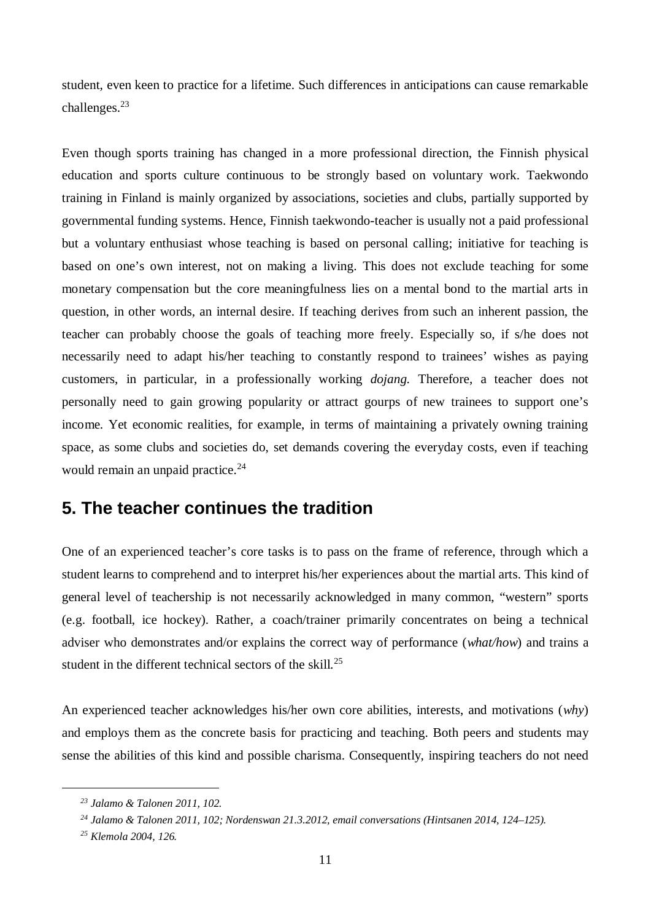student, even keen to practice for a lifetime. Such differences in anticipations can cause remarkable challenges.[23]

Even though sports training has changed in a more professional direction, the Finnish physical education and sports culture continuous to be strongly based on voluntary work. Taekwondo training in Finland is mainly organized by associations, societies and clubs, partially supported by governmental funding systems. Hence, Finnish taekwondo-teacher is usually not a paid professional but a voluntary enthusiast whose teaching is based on personal calling; initiative for teaching is based on one's own interest, not on making a living. This does not exclude teaching for some monetary compensation but the core meaningfulness lies on a mental bond to the martial arts in question, in other words, an internal desire. If teaching derives from such an inherent passion, the teacher can probably choose the goals of teaching more freely. Especially so, if s/he does not necessarily need to adapt his/her teaching to constantly respond to trainees' wishes as paying customers, in particular, in a professionally working *dojang.* Therefore, a teacher does not personally need to gain growing popularity or attract gourps of new trainees to support one's income. Yet economic realities, for example, in terms of maintaining a privately owning training space, as some clubs and societies do, set demands covering the everyday costs, even if teaching would remain an unpaid practice.[24]

## 5. The teacher continues the tradition

One of an experienced teacher's core tasks is to pass on the frame of reference, through which a student learns to comprehend and to interpret his/her experiences about the martial arts. This kind of general level of teachership is not necessarily acknowledged in many common, "western" sports (e.g. football, ice hockey). Rather, a coach/trainer primarily concentrates on being a technical adviser who demonstrates and/or explains the correct way of performance (*what/how*) and trains a student in the different technical sectors of the skill.[25]

An experienced teacher acknowledges his/her own core abilities, interests, and motivations (*why*) and employs them as the concrete basis for practicing and teaching. Both peers and students may sense the abilities of this kind and possible charisma. Consequently, inspiring teachers do not need

---

*[23] Jalamo & Talonen 2011, 102.*

*[24] Jalamo & Talonen 2011, 102; Nordenswan 21.3.2012, email conversations (Hintsanen 2014, 124–125).*

*[25] Klemola 2004, 126.*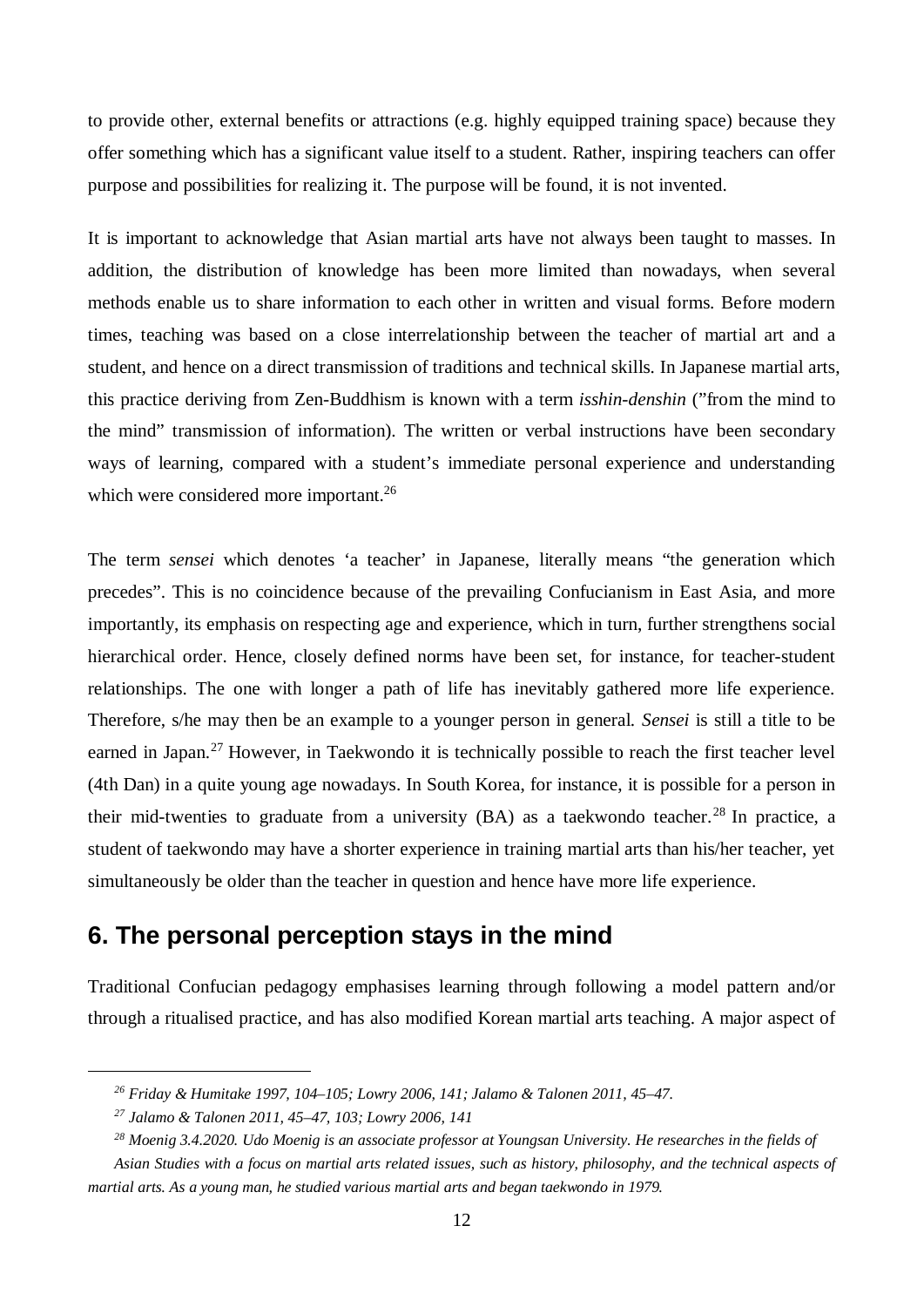to provide other, external benefits or attractions (e.g. highly equipped training space) because they offer something which has a significant value itself to a student. Rather, inspiring teachers can offer purpose and possibilities for realizing it. The purpose will be found, it is not invented.

It is important to acknowledge that Asian martial arts have not always been taught to masses. In addition, the distribution of knowledge has been more limited than nowadays, when several methods enable us to share information to each other in written and visual forms. Before modern times, teaching was based on a close interrelationship between the teacher of martial art and a student, and hence on a direct transmission of traditions and technical skills. In Japanese martial arts, this practice deriving from Zen-Buddhism is known with a term *isshin-denshin* ("from the mind to the mind" transmission of information). The written or verbal instructions have been secondary ways of learning, compared with a student's immediate personal experience and understanding which were considered more important.[26]

The term *sensei* which denotes 'a teacher' in Japanese, literally means "the generation which precedes". This is no coincidence because of the prevailing Confucianism in East Asia, and more importantly, its emphasis on respecting age and experience, which in turn, further strengthens social hierarchical order. Hence, closely defined norms have been set, for instance, for teacher-student relationships. The one with longer a path of life has inevitably gathered more life experience. Therefore, s/he may then be an example to a younger person in general. *Sensei* is still a title to be earned in Japan.[27] However, in Taekwondo it is technically possible to reach the first teacher level (4th Dan) in a quite young age nowadays. In South Korea, for instance, it is possible for a person in their mid-twenties to graduate from a university (BA) as a taekwondo teacher.[28] In practice, a student of taekwondo may have a shorter experience in training martial arts than his/her teacher, yet simultaneously be older than the teacher in question and hence have more life experience.

## 6. The personal perception stays in the mind

Traditional Confucian pedagogy emphasises learning through following a model pattern and/or through a ritualised practice, and has also modified Korean martial arts teaching. A major aspect of

---

*[26] Friday & Humitake 1997, 104–105; Lowry 2006, 141; Jalamo & Talonen 2011, 45–47.*

*[27] Jalamo & Talonen 2011, 45–47, 103; Lowry 2006, 141*

*[28] Moenig 3.4.2020. Udo Moenig is an associate professor at Youngsan University. He researches in the fields of Asian Studies with a focus on martial arts related issues, such as history, philosophy, and the technical aspects of martial arts. As a young man, he studied various martial arts and began taekwondo in 1979.*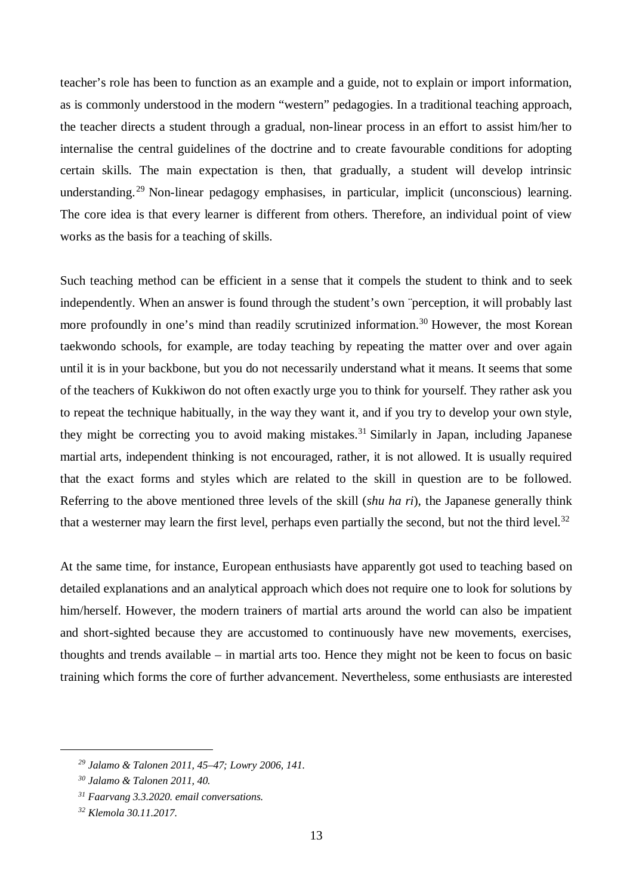teacher's role has been to function as an example and a guide, not to explain or import information, as is commonly understood in the modern "western" pedagogies. In a traditional teaching approach, the teacher directs a student through a gradual, non-linear process in an effort to assist him/her to internalise the central guidelines of the doctrine and to create favourable conditions for adopting certain skills. The main expectation is then, that gradually, a student will develop intrinsic understanding.[29] Non-linear pedagogy emphasises, in particular, implicit (unconscious) learning. The core idea is that every learner is different from others. Therefore, an individual point of view works as the basis for a teaching of skills.

Such teaching method can be efficient in a sense that it compels the student to think and to seek independently. When an answer is found through the student's own ¨perception, it will probably last more profoundly in one's mind than readily scrutinized information.[30] However, the most Korean taekwondo schools, for example, are today teaching by repeating the matter over and over again until it is in your backbone, but you do not necessarily understand what it means. It seems that some of the teachers of Kukkiwon do not often exactly urge you to think for yourself. They rather ask you to repeat the technique habitually, in the way they want it, and if you try to develop your own style, they might be correcting you to avoid making mistakes.[31] Similarly in Japan, including Japanese martial arts, independent thinking is not encouraged, rather, it is not allowed. It is usually required that the exact forms and styles which are related to the skill in question are to be followed. Referring to the above mentioned three levels of the skill (*shu ha ri*), the Japanese generally think that a westerner may learn the first level, perhaps even partially the second, but not the third level.[32]

At the same time, for instance, European enthusiasts have apparently got used to teaching based on detailed explanations and an analytical approach which does not require one to look for solutions by him/herself. However, the modern trainers of martial arts around the world can also be impatient and short-sighted because they are accustomed to continuously have new movements, exercises, thoughts and trends available – in martial arts too. Hence they might not be keen to focus on basic training which forms the core of further advancement. Nevertheless, some enthusiasts are interested

---

[29] *Jalamo & Talonen 2011, 45–47; Lowry 2006, 141.*

[30] *Jalamo & Talonen 2011, 40.*

[31] *Faarvang 3.3.2020. email conversations.*

[32] *Klemola 30.11.2017.*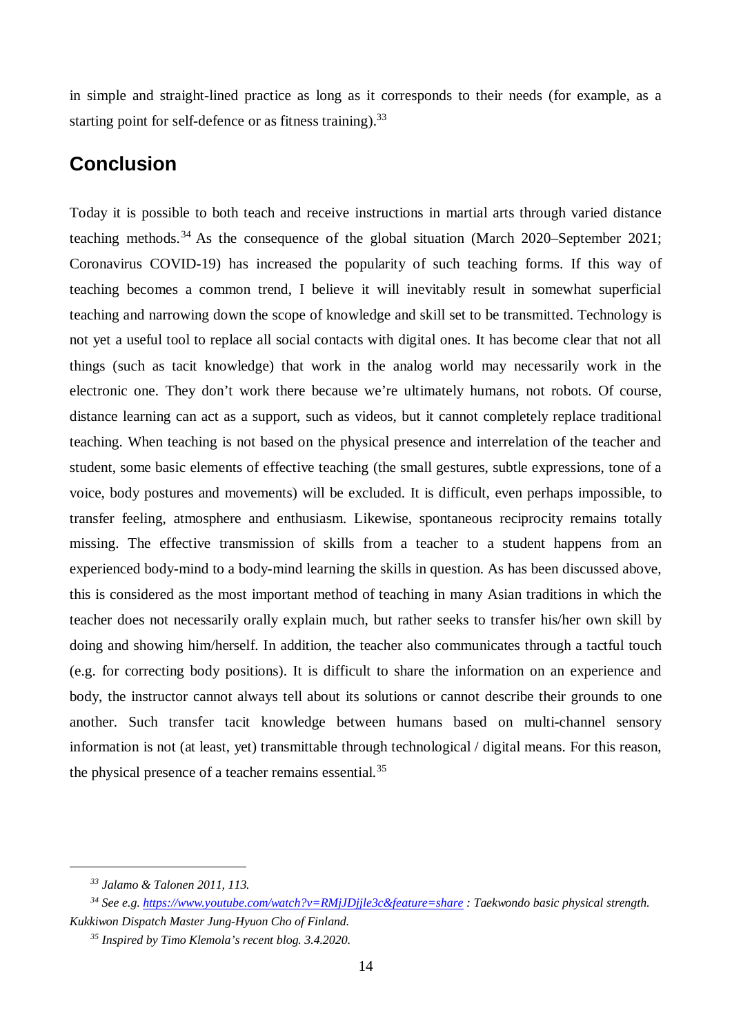in simple and straight-lined practice as long as it corresponds to their needs (for example, as a starting point for self-defence or as fitness training).[33]

## Conclusion

Today it is possible to both teach and receive instructions in martial arts through varied distance teaching methods.[34] As the consequence of the global situation (March 2020–September 2021; Coronavirus COVID-19) has increased the popularity of such teaching forms. If this way of teaching becomes a common trend, I believe it will inevitably result in somewhat superficial teaching and narrowing down the scope of knowledge and skill set to be transmitted. Technology is not yet a useful tool to replace all social contacts with digital ones. It has become clear that not all things (such as tacit knowledge) that work in the analog world may necessarily work in the electronic one. They don't work there because we're ultimately humans, not robots. Of course, distance learning can act as a support, such as videos, but it cannot completely replace traditional teaching. When teaching is not based on the physical presence and interrelation of the teacher and student, some basic elements of effective teaching (the small gestures, subtle expressions, tone of a voice, body postures and movements) will be excluded. It is difficult, even perhaps impossible, to transfer feeling, atmosphere and enthusiasm. Likewise, spontaneous reciprocity remains totally missing. The effective transmission of skills from a teacher to a student happens from an experienced body-mind to a body-mind learning the skills in question. As has been discussed above, this is considered as the most important method of teaching in many Asian traditions in which the teacher does not necessarily orally explain much, but rather seeks to transfer his/her own skill by doing and showing him/herself. In addition, the teacher also communicates through a tactful touch (e.g. for correcting body positions). It is difficult to share the information on an experience and body, the instructor cannot always tell about its solutions or cannot describe their grounds to one another. Such transfer tacit knowledge between humans based on multi-channel sensory information is not (at least, yet) transmittable through technological / digital means. For this reason, the physical presence of a teacher remains essential.[35]

---

[33] *Jalamo & Talonen 2011, 113.*

[34] *See e.g. https://www.youtube.com/watch?v=RMjJDjjle3c&feature=share : Taekwondo basic physical strength. Kukkiwon Dispatch Master Jung-Hyuon Cho of Finland.*

[35] *Inspired by Timo Klemola's recent blog. 3.4.2020.*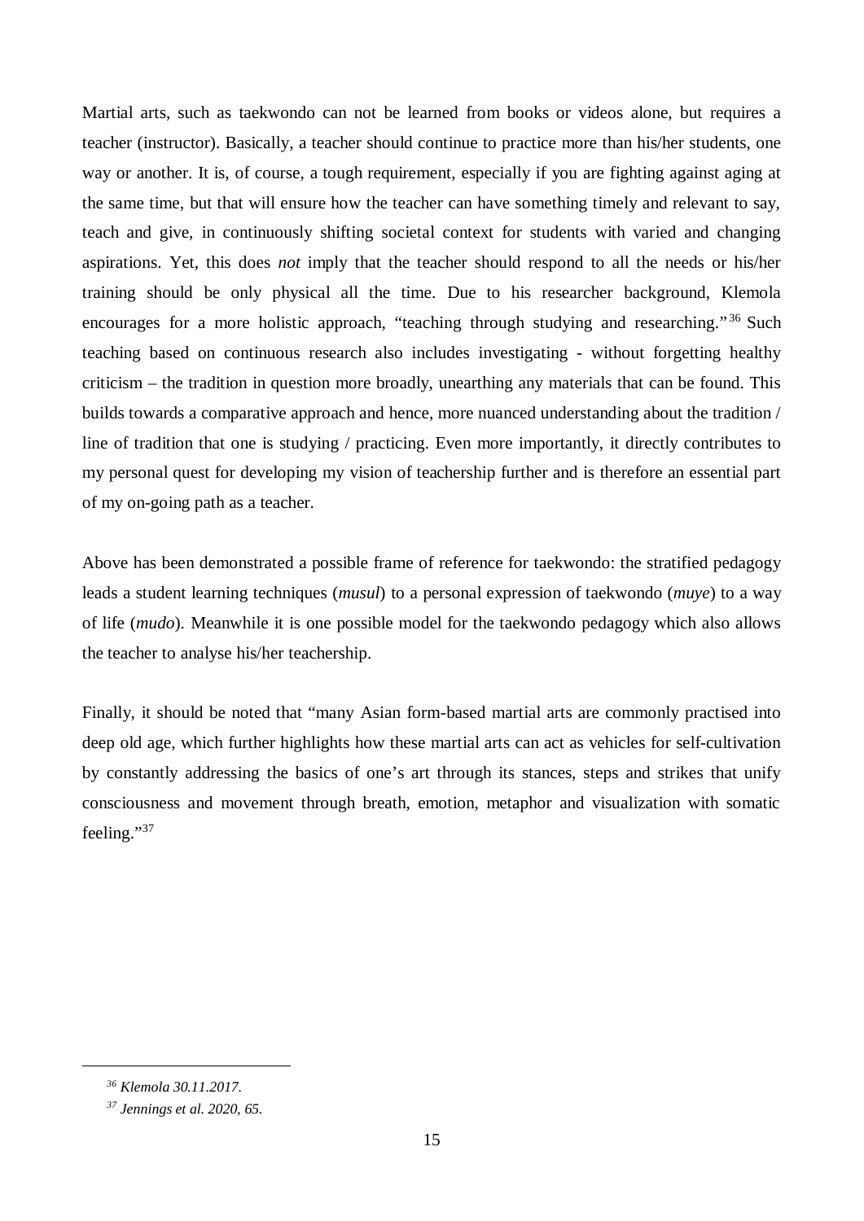Martial arts, such as taekwondo can not be learned from books or videos alone, but requires a teacher (instructor). Basically, a teacher should continue to practice more than his/her students, one way or another. It is, of course, a tough requirement, especially if you are fighting against aging at the same time, but that will ensure how the teacher can have something timely and relevant to say, teach and give, in continuously shifting societal context for students with varied and changing aspirations. Yet, this does *not* imply that the teacher should respond to all the needs or his/her training should be only physical all the time. Due to his researcher background, Klemola encourages for a more holistic approach, "teaching through studying and researching."[36] Such teaching based on continuous research also includes investigating - without forgetting healthy criticism – the tradition in question more broadly, unearthing any materials that can be found. This builds towards a comparative approach and hence, more nuanced understanding about the tradition / line of tradition that one is studying / practicing. Even more importantly, it directly contributes to my personal quest for developing my vision of teachership further and is therefore an essential part of my on-going path as a teacher.

Above has been demonstrated a possible frame of reference for taekwondo: the stratified pedagogy leads a student learning techniques (*musul*) to a personal expression of taekwondo (*muye*) to a way of life (*mudo*). Meanwhile it is one possible model for the taekwondo pedagogy which also allows the teacher to analyse his/her teachership.

Finally, it should be noted that "many Asian form-based martial arts are commonly practised into deep old age, which further highlights how these martial arts can act as vehicles for self-cultivation by constantly addressing the basics of one's art through its stances, steps and strikes that unify consciousness and movement through breath, emotion, metaphor and visualization with somatic feeling."[37]

---

[36] *Klemola 30.11.2017.*

[37] *Jennings et al. 2020, 65.*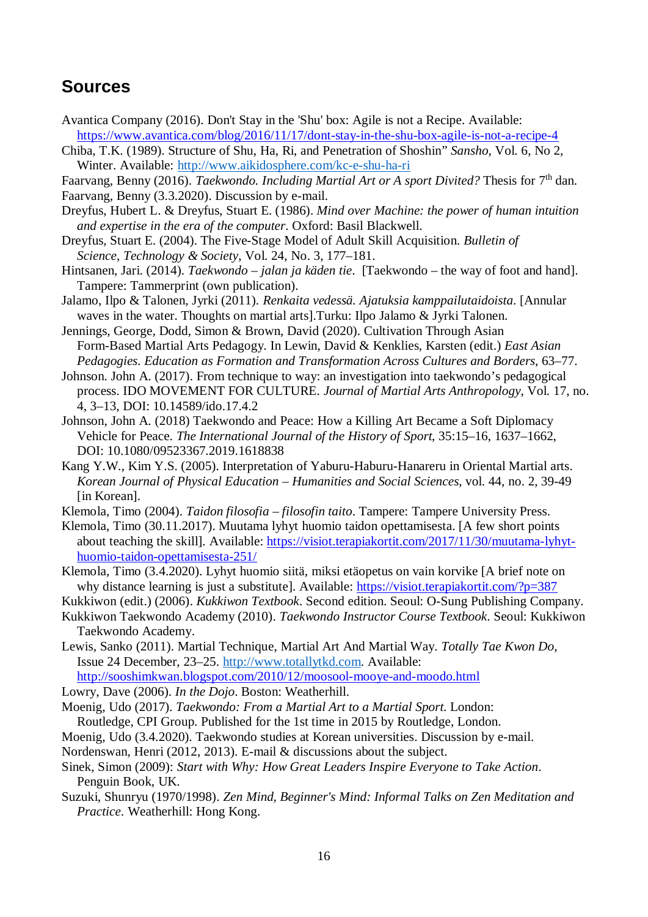## Sources

Avantica Company (2016). Don't Stay in the 'Shu' box: Agile is not a Recipe. Available: https://www.avantica.com/blog/2016/11/17/dont-stay-in-the-shu-box-agile-is-not-a-recipe-4

Chiba, T.K. (1989). Structure of Shu, Ha, Ri, and Penetration of Shoshin" *Sansho*, Vol. 6, No 2, Winter. Available: http://www.aikidosphere.com/kc-e-shu-ha-ri

Faarvang, Benny (2016). *Taekwondo. Including Martial Art or A sport Divited?* Thesis for 7th dan.

Faarvang, Benny (3.3.2020). Discussion by e-mail.

Dreyfus, Hubert L. & Dreyfus, Stuart E. (1986). *Mind over Machine: the power of human intuition and expertise in the era of the computer*. Oxford: Basil Blackwell.

Dreyfus, Stuart E. (2004). The Five-Stage Model of Adult Skill Acquisition. *Bulletin of Science, Technology & Society*, Vol. 24, No. 3, 177–181.

Hintsanen, Jari. (2014). *Taekwondo – jalan ja käden tie*. [Taekwondo – the way of foot and hand]. Tampere: Tammerprint (own publication).

Jalamo, Ilpo & Talonen, Jyrki (2011). *Renkaita vedessä. Ajatuksia kamppailutaidoista*. [Annular waves in the water. Thoughts on martial arts].Turku: Ilpo Jalamo & Jyrki Talonen.

Jennings, George, Dodd, Simon & Brown, David (2020). Cultivation Through Asian Form-Based Martial Arts Pedagogy. In Lewin, David & Kenklies, Karsten (edit.) *East Asian Pedagogies. Education as Formation and Transformation Across Cultures and Borders*, 63–77.

Johnson. John A. (2017). From technique to way: an investigation into taekwondo's pedagogical process. IDO MOVEMENT FOR CULTURE. *Journal of Martial Arts Anthropology*, Vol. 17, no. 4, 3–13, DOI: 10.14589/ido.17.4.2

Johnson, John A. (2018) Taekwondo and Peace: How a Killing Art Became a Soft Diplomacy Vehicle for Peace. *The International Journal of the History of Sport*, 35:15–16, 1637–1662, DOI: 10.1080/09523367.2019.1618838

Kang Y.W., Kim Y.S. (2005). Interpretation of Yaburu-Haburu-Hanareru in Oriental Martial arts. *Korean Journal of Physical Education – Humanities and Social Sciences*, vol. 44, no. 2, 39-49 [in Korean].

Klemola, Timo (2004). *Taidon filosofia – filosofin taito*. Tampere: Tampere University Press.

Klemola, Timo (30.11.2017). Muutama lyhyt huomio taidon opettamisesta. [A few short points about teaching the skill]. Available: https://visiot.terapiakortit.com/2017/11/30/muutama-lyhyt-huomio-taidon-opettamisesta-251/

Klemola, Timo (3.4.2020). Lyhyt huomio siitä, miksi etäopetus on vain korvike [A brief note on why distance learning is just a substitute]. Available: https://visiot.terapiakortit.com/?p=387

Kukkiwon (edit.) (2006). *Kukkiwon Textbook*. Second edition. Seoul: O-Sung Publishing Company.

Kukkiwon Taekwondo Academy (2010). *Taekwondo Instructor Course Textbook*. Seoul: Kukkiwon Taekwondo Academy.

Lewis, Sanko (2011). Martial Technique, Martial Art And Martial Way. *Totally Tae Kwon Do*, Issue 24 December, 23–25. http://www.totallytkd.com. Available: http://sooshimkwan.blogspot.com/2010/12/moosool-mooye-and-moodo.html

Lowry, Dave (2006). *In the Dojo*. Boston: Weatherhill.

Moenig, Udo (2017). *Taekwondo: From a Martial Art to a Martial Sport*. London: Routledge, CPI Group. Published for the 1st time in 2015 by Routledge, London.

Moenig, Udo (3.4.2020). Taekwondo studies at Korean universities. Discussion by e-mail.

Nordenswan, Henri (2012, 2013). E-mail & discussions about the subject.

Sinek, Simon (2009): *Start with Why: How Great Leaders Inspire Everyone to Take Action*. Penguin Book, UK.

Suzuki, Shunryu (1970/1998). *Zen Mind, Beginner's Mind: Informal Talks on Zen Meditation and Practice*. Weatherhill: Hong Kong.